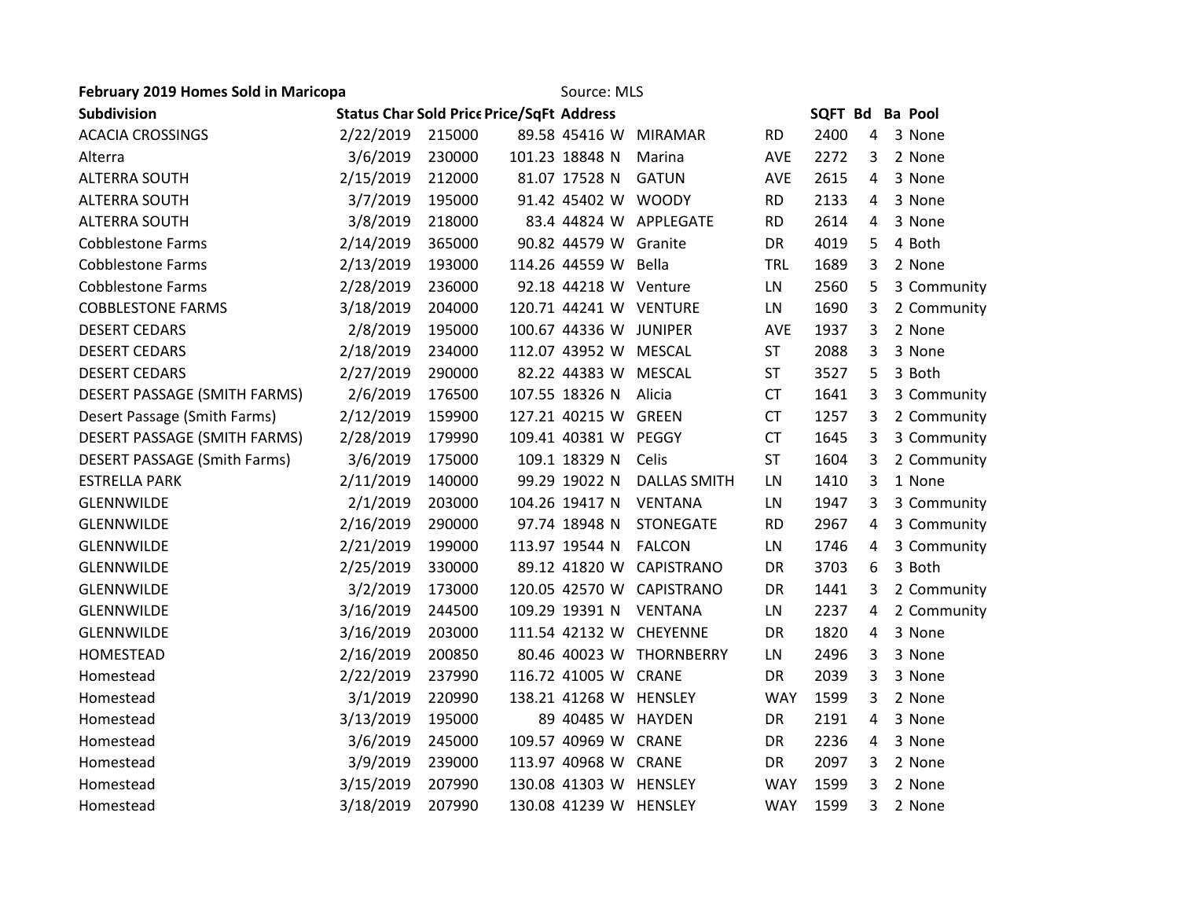**February 2019 Homes Sold in Maricopa** Source: MLS

| Subdivision | Status Char | Sold Price | Price/SqFt | Address | | | SQFT | Bd | Ba | Pool |
|---|---|---|---|---|---|---|---|---|---|---|
| ACACIA CROSSINGS | 2/22/2019 | 215000 | 89.58 | 45416 W | MIRAMAR | RD | 2400 | 4 | 3 | None |
| Alterra | 3/6/2019 | 230000 | 101.23 | 18848 N | Marina | AVE | 2272 | 3 | 2 | None |
| ALTERRA SOUTH | 2/15/2019 | 212000 | 81.07 | 17528 N | GATUN | AVE | 2615 | 4 | 3 | None |
| ALTERRA SOUTH | 3/7/2019 | 195000 | 91.42 | 45402 W | WOODY | RD | 2133 | 4 | 3 | None |
| ALTERRA SOUTH | 3/8/2019 | 218000 | 83.4 | 44824 W | APPLEGATE | RD | 2614 | 4 | 3 | None |
| Cobblestone Farms | 2/14/2019 | 365000 | 90.82 | 44579 W | Granite | DR | 4019 | 5 | 4 | Both |
| Cobblestone Farms | 2/13/2019 | 193000 | 114.26 | 44559 W | Bella | TRL | 1689 | 3 | 2 | None |
| Cobblestone Farms | 2/28/2019 | 236000 | 92.18 | 44218 W | Venture | LN | 2560 | 5 | 3 | Community |
| COBBLESTONE FARMS | 3/18/2019 | 204000 | 120.71 | 44241 W | VENTURE | LN | 1690 | 3 | 2 | Community |
| DESERT CEDARS | 2/8/2019 | 195000 | 100.67 | 44336 W | JUNIPER | AVE | 1937 | 3 | 2 | None |
| DESERT CEDARS | 2/18/2019 | 234000 | 112.07 | 43952 W | MESCAL | ST | 2088 | 3 | 3 | None |
| DESERT CEDARS | 2/27/2019 | 290000 | 82.22 | 44383 W | MESCAL | ST | 3527 | 5 | 3 | Both |
| DESERT PASSAGE (SMITH FARMS) | 2/6/2019 | 176500 | 107.55 | 18326 N | Alicia | CT | 1641 | 3 | 3 | Community |
| Desert Passage (Smith Farms) | 2/12/2019 | 159900 | 127.21 | 40215 W | GREEN | CT | 1257 | 3 | 2 | Community |
| DESERT PASSAGE (SMITH FARMS) | 2/28/2019 | 179990 | 109.41 | 40381 W | PEGGY | CT | 1645 | 3 | 3 | Community |
| DESERT PASSAGE (Smith Farms) | 3/6/2019 | 175000 | 109.1 | 18329 N | Celis | ST | 1604 | 3 | 2 | Community |
| ESTRELLA PARK | 2/11/2019 | 140000 | 99.29 | 19022 N | DALLAS SMITH | LN | 1410 | 3 | 1 | None |
| GLENNWILDE | 2/1/2019 | 203000 | 104.26 | 19417 N | VENTANA | LN | 1947 | 3 | 3 | Community |
| GLENNWILDE | 2/16/2019 | 290000 | 97.74 | 18948 N | STONEGATE | RD | 2967 | 4 | 3 | Community |
| GLENNWILDE | 2/21/2019 | 199000 | 113.97 | 19544 N | FALCON | LN | 1746 | 4 | 3 | Community |
| GLENNWILDE | 2/25/2019 | 330000 | 89.12 | 41820 W | CAPISTRANO | DR | 3703 | 6 | 3 | Both |
| GLENNWILDE | 3/2/2019 | 173000 | 120.05 | 42570 W | CAPISTRANO | DR | 1441 | 3 | 2 | Community |
| GLENNWILDE | 3/16/2019 | 244500 | 109.29 | 19391 N | VENTANA | LN | 2237 | 4 | 2 | Community |
| GLENNWILDE | 3/16/2019 | 203000 | 111.54 | 42132 W | CHEYENNE | DR | 1820 | 4 | 3 | None |
| HOMESTEAD | 2/16/2019 | 200850 | 80.46 | 40023 W | THORNBERRY | LN | 2496 | 3 | 3 | None |
| Homestead | 2/22/2019 | 237990 | 116.72 | 41005 W | CRANE | DR | 2039 | 3 | 3 | None |
| Homestead | 3/1/2019 | 220990 | 138.21 | 41268 W | HENSLEY | WAY | 1599 | 3 | 2 | None |
| Homestead | 3/13/2019 | 195000 | 89 | 40485 W | HAYDEN | DR | 2191 | 4 | 3 | None |
| Homestead | 3/6/2019 | 245000 | 109.57 | 40969 W | CRANE | DR | 2236 | 4 | 3 | None |
| Homestead | 3/9/2019 | 239000 | 113.97 | 40968 W | CRANE | DR | 2097 | 3 | 2 | None |
| Homestead | 3/15/2019 | 207990 | 130.08 | 41303 W | HENSLEY | WAY | 1599 | 3 | 2 | None |
| Homestead | 3/18/2019 | 207990 | 130.08 | 41239 W | HENSLEY | WAY | 1599 | 3 | 2 | None |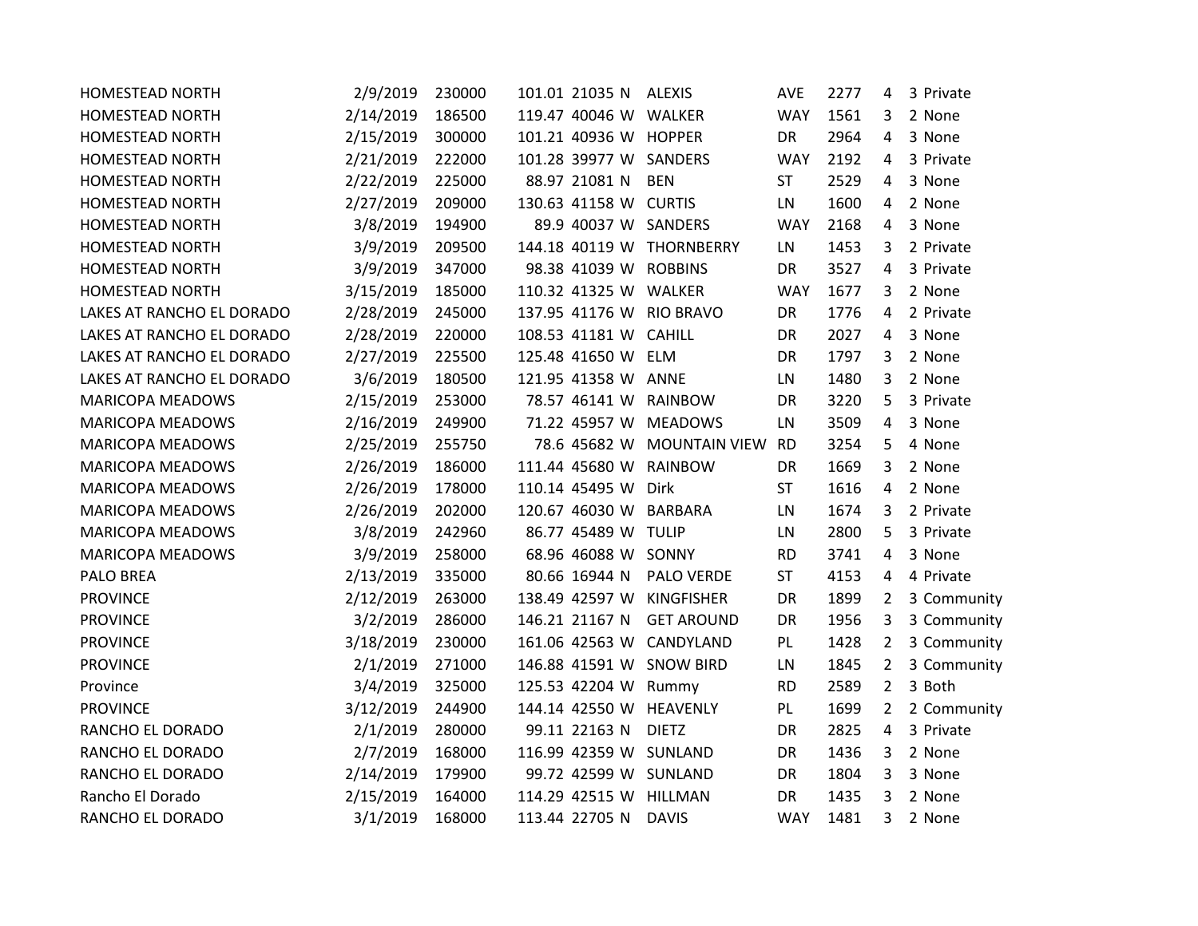| | | | | | | | | | | | |
|---|---|---|---|---|---|---|---|---|---|---|---|
| HOMESTEAD NORTH | 2/9/2019 | 230000 | 101.01 | 21035 | N | ALEXIS | AVE | 2277 | 4 | 3 | Private |
| HOMESTEAD NORTH | 2/14/2019 | 186500 | 119.47 | 40046 | W | WALKER | WAY | 1561 | 3 | 2 | None |
| HOMESTEAD NORTH | 2/15/2019 | 300000 | 101.21 | 40936 | W | HOPPER | DR | 2964 | 4 | 3 | None |
| HOMESTEAD NORTH | 2/21/2019 | 222000 | 101.28 | 39977 | W | SANDERS | WAY | 2192 | 4 | 3 | Private |
| HOMESTEAD NORTH | 2/22/2019 | 225000 | 88.97 | 21081 | N | BEN | ST | 2529 | 4 | 3 | None |
| HOMESTEAD NORTH | 2/27/2019 | 209000 | 130.63 | 41158 | W | CURTIS | LN | 1600 | 4 | 2 | None |
| HOMESTEAD NORTH | 3/8/2019 | 194900 | 89.9 | 40037 | W | SANDERS | WAY | 2168 | 4 | 3 | None |
| HOMESTEAD NORTH | 3/9/2019 | 209500 | 144.18 | 40119 | W | THORNBERRY | LN | 1453 | 3 | 2 | Private |
| HOMESTEAD NORTH | 3/9/2019 | 347000 | 98.38 | 41039 | W | ROBBINS | DR | 3527 | 4 | 3 | Private |
| HOMESTEAD NORTH | 3/15/2019 | 185000 | 110.32 | 41325 | W | WALKER | WAY | 1677 | 3 | 2 | None |
| LAKES AT RANCHO EL DORADO | 2/28/2019 | 245000 | 137.95 | 41176 | W | RIO BRAVO | DR | 1776 | 4 | 2 | Private |
| LAKES AT RANCHO EL DORADO | 2/28/2019 | 220000 | 108.53 | 41181 | W | CAHILL | DR | 2027 | 4 | 3 | None |
| LAKES AT RANCHO EL DORADO | 2/27/2019 | 225500 | 125.48 | 41650 | W | ELM | DR | 1797 | 3 | 2 | None |
| LAKES AT RANCHO EL DORADO | 3/6/2019 | 180500 | 121.95 | 41358 | W | ANNE | LN | 1480 | 3 | 2 | None |
| MARICOPA MEADOWS | 2/15/2019 | 253000 | 78.57 | 46141 | W | RAINBOW | DR | 3220 | 5 | 3 | Private |
| MARICOPA MEADOWS | 2/16/2019 | 249900 | 71.22 | 45957 | W | MEADOWS | LN | 3509 | 4 | 3 | None |
| MARICOPA MEADOWS | 2/25/2019 | 255750 | 78.6 | 45682 | W | MOUNTAIN VIEW | RD | 3254 | 5 | 4 | None |
| MARICOPA MEADOWS | 2/26/2019 | 186000 | 111.44 | 45680 | W | RAINBOW | DR | 1669 | 3 | 2 | None |
| MARICOPA MEADOWS | 2/26/2019 | 178000 | 110.14 | 45495 | W | Dirk | ST | 1616 | 4 | 2 | None |
| MARICOPA MEADOWS | 2/26/2019 | 202000 | 120.67 | 46030 | W | BARBARA | LN | 1674 | 3 | 2 | Private |
| MARICOPA MEADOWS | 3/8/2019 | 242960 | 86.77 | 45489 | W | TULIP | LN | 2800 | 5 | 3 | Private |
| MARICOPA MEADOWS | 3/9/2019 | 258000 | 68.96 | 46088 | W | SONNY | RD | 3741 | 4 | 3 | None |
| PALO BREA | 2/13/2019 | 335000 | 80.66 | 16944 | N | PALO VERDE | ST | 4153 | 4 | 4 | Private |
| PROVINCE | 2/12/2019 | 263000 | 138.49 | 42597 | W | KINGFISHER | DR | 1899 | 2 | 3 | Community |
| PROVINCE | 3/2/2019 | 286000 | 146.21 | 21167 | N | GET AROUND | DR | 1956 | 3 | 3 | Community |
| PROVINCE | 3/18/2019 | 230000 | 161.06 | 42563 | W | CANDYLAND | PL | 1428 | 2 | 3 | Community |
| PROVINCE | 2/1/2019 | 271000 | 146.88 | 41591 | W | SNOW BIRD | LN | 1845 | 2 | 3 | Community |
| Province | 3/4/2019 | 325000 | 125.53 | 42204 | W | Rummy | RD | 2589 | 2 | 3 | Both |
| PROVINCE | 3/12/2019 | 244900 | 144.14 | 42550 | W | HEAVENLY | PL | 1699 | 2 | 2 | Community |
| RANCHO EL DORADO | 2/1/2019 | 280000 | 99.11 | 22163 | N | DIETZ | DR | 2825 | 4 | 3 | Private |
| RANCHO EL DORADO | 2/7/2019 | 168000 | 116.99 | 42359 | W | SUNLAND | DR | 1436 | 3 | 2 | None |
| RANCHO EL DORADO | 2/14/2019 | 179900 | 99.72 | 42599 | W | SUNLAND | DR | 1804 | 3 | 3 | None |
| Rancho El Dorado | 2/15/2019 | 164000 | 114.29 | 42515 | W | HILLMAN | DR | 1435 | 3 | 2 | None |
| RANCHO EL DORADO | 3/1/2019 | 168000 | 113.44 | 22705 | N | DAVIS | WAY | 1481 | 3 | 2 | None |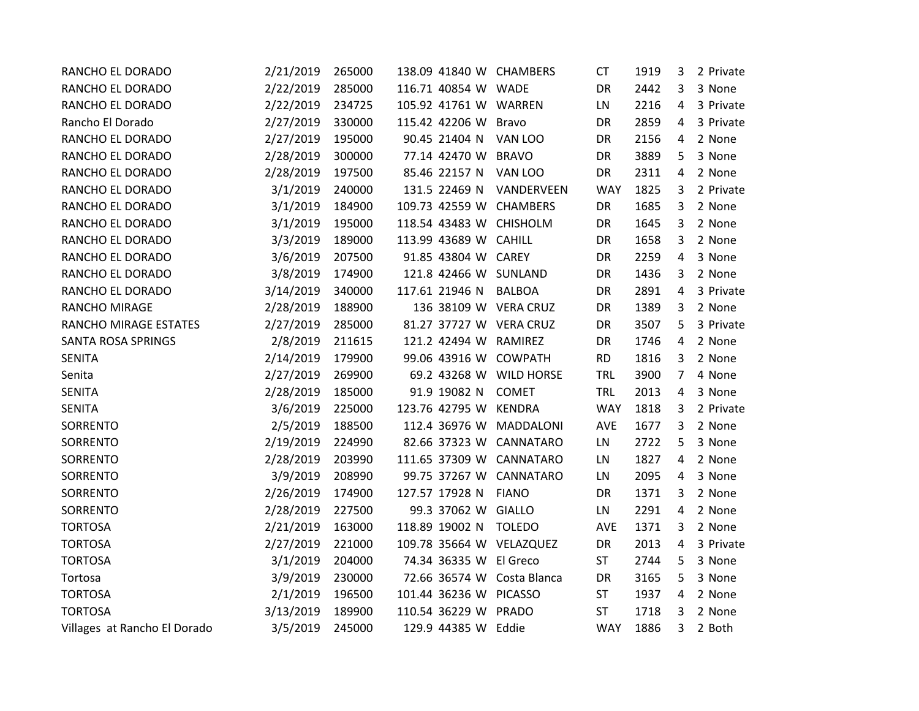| | | | | | | | | | | | |
|---|---|---|---|---|---|---|---|---|---|---|---|
| RANCHO EL DORADO | 2/21/2019 | 265000 | 138.09 | 41840 | W | CHAMBERS | CT | 1919 | 3 | 2 | Private |
| RANCHO EL DORADO | 2/22/2019 | 285000 | 116.71 | 40854 | W | WADE | DR | 2442 | 3 | 3 | None |
| RANCHO EL DORADO | 2/22/2019 | 234725 | 105.92 | 41761 | W | WARREN | LN | 2216 | 4 | 3 | Private |
| Rancho El Dorado | 2/27/2019 | 330000 | 115.42 | 42206 | W | Bravo | DR | 2859 | 4 | 3 | Private |
| RANCHO EL DORADO | 2/27/2019 | 195000 | 90.45 | 21404 | N | VAN LOO | DR | 2156 | 4 | 2 | None |
| RANCHO EL DORADO | 2/28/2019 | 300000 | 77.14 | 42470 | W | BRAVO | DR | 3889 | 5 | 3 | None |
| RANCHO EL DORADO | 2/28/2019 | 197500 | 85.46 | 22157 | N | VAN LOO | DR | 2311 | 4 | 2 | None |
| RANCHO EL DORADO | 3/1/2019 | 240000 | 131.5 | 22469 | N | VANDERVEEN | WAY | 1825 | 3 | 2 | Private |
| RANCHO EL DORADO | 3/1/2019 | 184900 | 109.73 | 42559 | W | CHAMBERS | DR | 1685 | 3 | 2 | None |
| RANCHO EL DORADO | 3/1/2019 | 195000 | 118.54 | 43483 | W | CHISHOLM | DR | 1645 | 3 | 2 | None |
| RANCHO EL DORADO | 3/3/2019 | 189000 | 113.99 | 43689 | W | CAHILL | DR | 1658 | 3 | 2 | None |
| RANCHO EL DORADO | 3/6/2019 | 207500 | 91.85 | 43804 | W | CAREY | DR | 2259 | 4 | 3 | None |
| RANCHO EL DORADO | 3/8/2019 | 174900 | 121.8 | 42466 | W | SUNLAND | DR | 1436 | 3 | 2 | None |
| RANCHO EL DORADO | 3/14/2019 | 340000 | 117.61 | 21946 | N | BALBOA | DR | 2891 | 4 | 3 | Private |
| RANCHO MIRAGE | 2/28/2019 | 188900 | 136 | 38109 | W | VERA CRUZ | DR | 1389 | 3 | 2 | None |
| RANCHO MIRAGE ESTATES | 2/27/2019 | 285000 | 81.27 | 37727 | W | VERA CRUZ | DR | 3507 | 5 | 3 | Private |
| SANTA ROSA SPRINGS | 2/8/2019 | 211615 | 121.2 | 42494 | W | RAMIREZ | DR | 1746 | 4 | 2 | None |
| SENITA | 2/14/2019 | 179900 | 99.06 | 43916 | W | COWPATH | RD | 1816 | 3 | 2 | None |
| Senita | 2/27/2019 | 269900 | 69.2 | 43268 | W | WILD HORSE | TRL | 3900 | 7 | 4 | None |
| SENITA | 2/28/2019 | 185000 | 91.9 | 19082 | N | COMET | TRL | 2013 | 4 | 3 | None |
| SENITA | 3/6/2019 | 225000 | 123.76 | 42795 | W | KENDRA | WAY | 1818 | 3 | 2 | Private |
| SORRENTO | 2/5/2019 | 188500 | 112.4 | 36976 | W | MADDALONI | AVE | 1677 | 3 | 2 | None |
| SORRENTO | 2/19/2019 | 224990 | 82.66 | 37323 | W | CANNATARO | LN | 2722 | 5 | 3 | None |
| SORRENTO | 2/28/2019 | 203990 | 111.65 | 37309 | W | CANNATARO | LN | 1827 | 4 | 2 | None |
| SORRENTO | 3/9/2019 | 208990 | 99.75 | 37267 | W | CANNATARO | LN | 2095 | 4 | 3 | None |
| SORRENTO | 2/26/2019 | 174900 | 127.57 | 17928 | N | FIANO | DR | 1371 | 3 | 2 | None |
| SORRENTO | 2/28/2019 | 227500 | 99.3 | 37062 | W | GIALLO | LN | 2291 | 4 | 2 | None |
| TORTOSA | 2/21/2019 | 163000 | 118.89 | 19002 | N | TOLEDO | AVE | 1371 | 3 | 2 | None |
| TORTOSA | 2/27/2019 | 221000 | 109.78 | 35664 | W | VELAZQUEZ | DR | 2013 | 4 | 3 | Private |
| TORTOSA | 3/1/2019 | 204000 | 74.34 | 36335 | W | El Greco | ST | 2744 | 5 | 3 | None |
| Tortosa | 3/9/2019 | 230000 | 72.66 | 36574 | W | Costa Blanca | DR | 3165 | 5 | 3 | None |
| TORTOSA | 2/1/2019 | 196500 | 101.44 | 36236 | W | PICASSO | ST | 1937 | 4 | 2 | None |
| TORTOSA | 3/13/2019 | 189900 | 110.54 | 36229 | W | PRADO | ST | 1718 | 3 | 2 | None |
| Villages at Rancho El Dorado | 3/5/2019 | 245000 | 129.9 | 44385 | W | Eddie | WAY | 1886 | 3 | 2 | Both |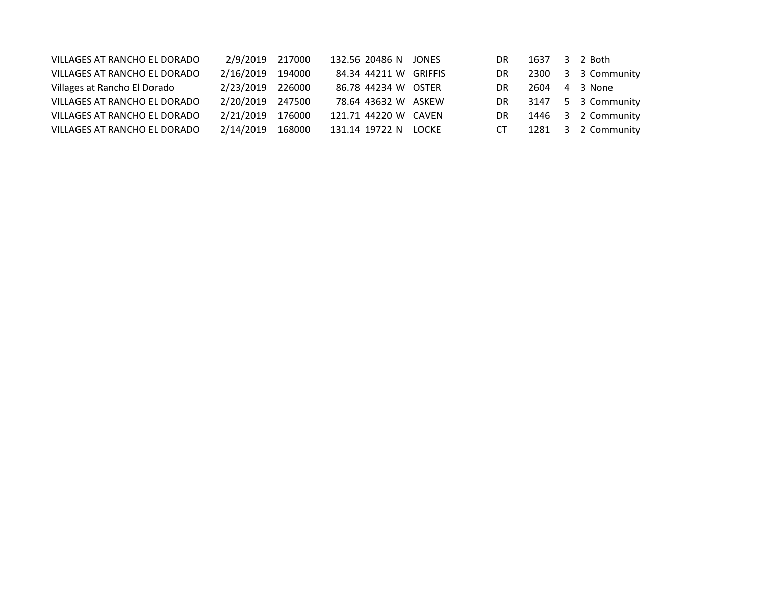| | | | | | | | | | | | |
|---|---|---|---|---|---|---|---|---|---|---|---|
| VILLAGES AT RANCHO EL DORADO | 2/9/2019 | 217000 | 132.56 | 20486 | N | JONES | DR | 1637 | 3 | 2 | Both |
| VILLAGES AT RANCHO EL DORADO | 2/16/2019 | 194000 | 84.34 | 44211 | W | GRIFFIS | DR | 2300 | 3 | 3 | Community |
| Villages at Rancho El Dorado | 2/23/2019 | 226000 | 86.78 | 44234 | W | OSTER | DR | 2604 | 4 | 3 | None |
| VILLAGES AT RANCHO EL DORADO | 2/20/2019 | 247500 | 78.64 | 43632 | W | ASKEW | DR | 3147 | 5 | 3 | Community |
| VILLAGES AT RANCHO EL DORADO | 2/21/2019 | 176000 | 121.71 | 44220 | W | CAVEN | DR | 1446 | 3 | 2 | Community |
| VILLAGES AT RANCHO EL DORADO | 2/14/2019 | 168000 | 131.14 | 19722 | N | LOCKE | CT | 1281 | 3 | 2 | Community |